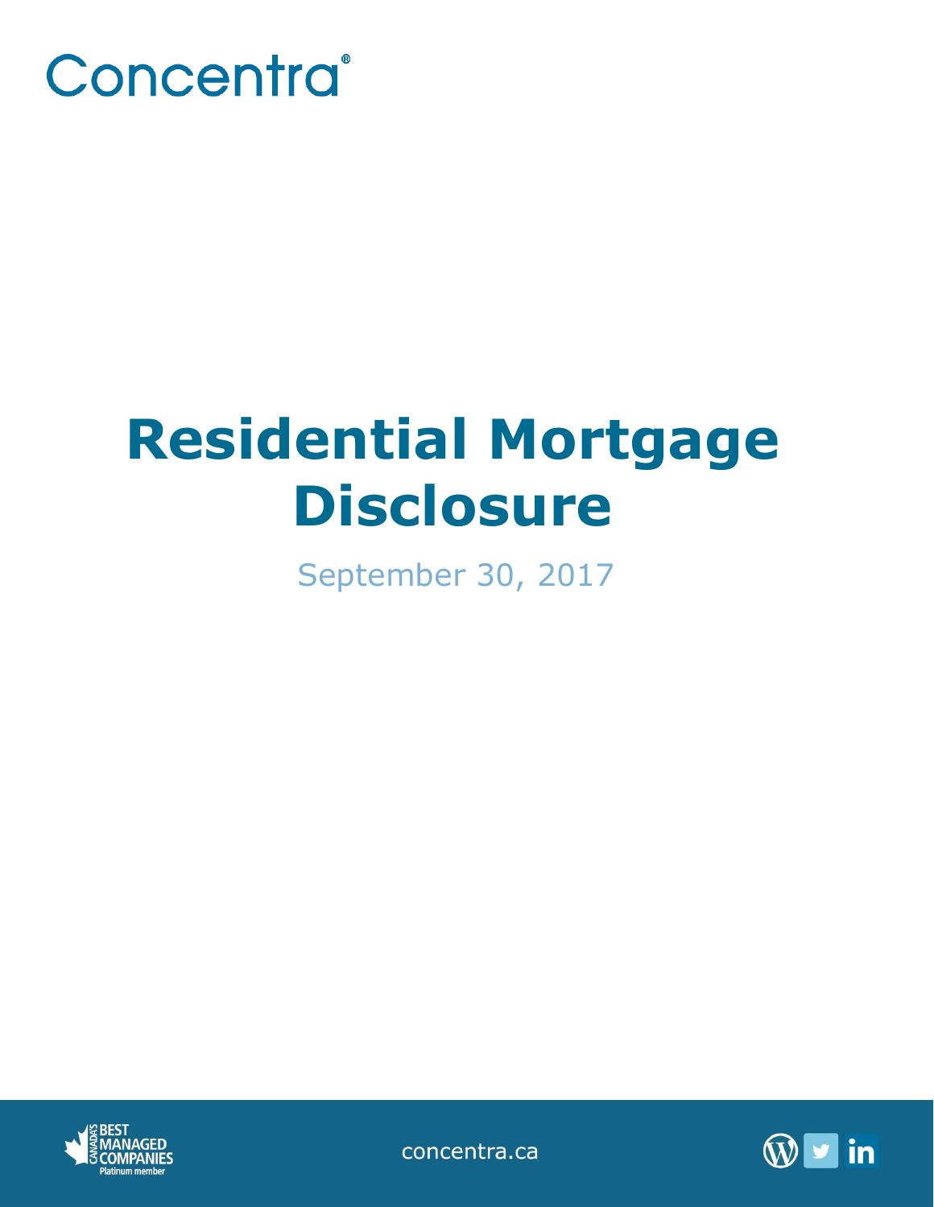Concentra®

# Residential Mortgage Disclosure

September 30, 2017

concentra.ca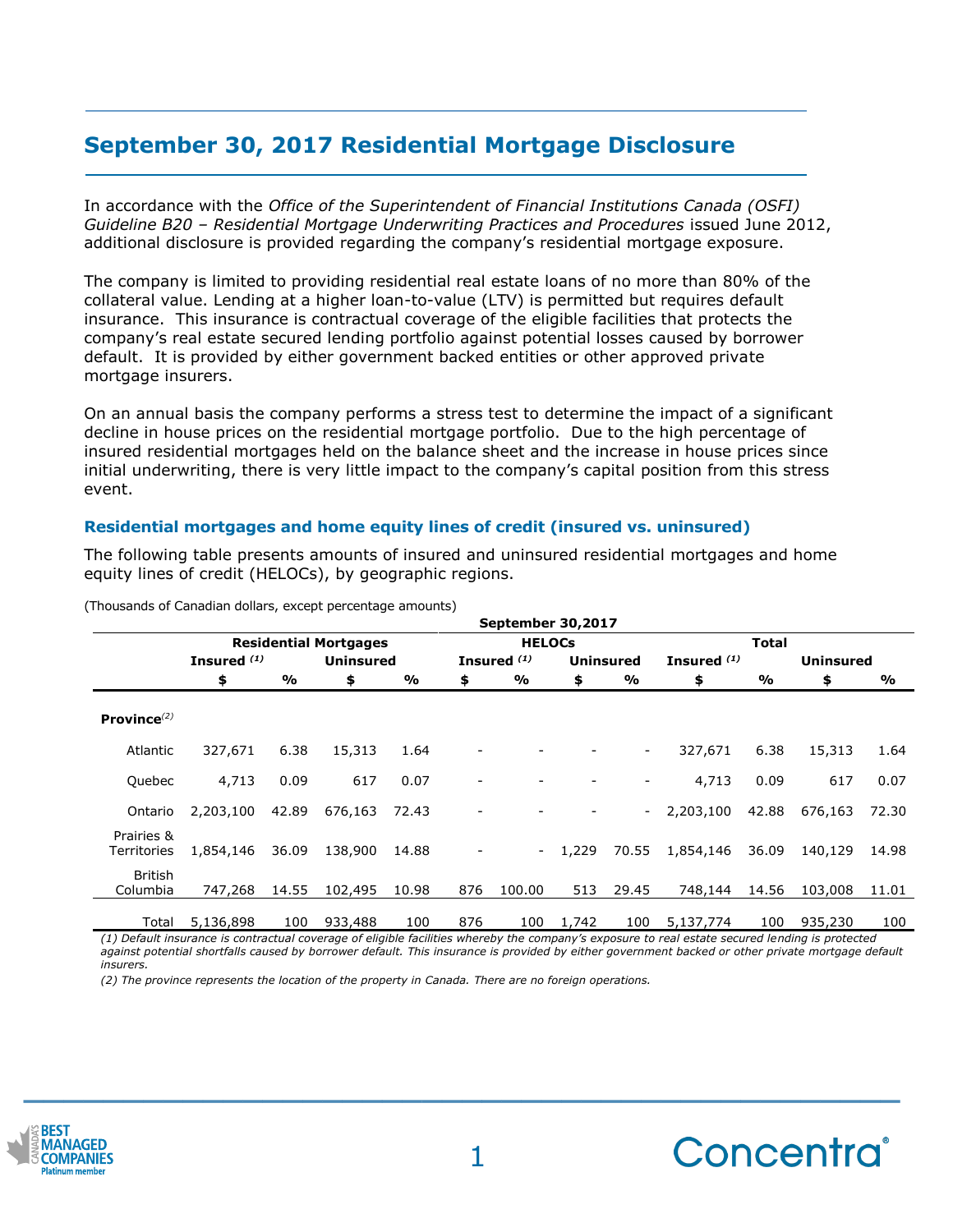# September 30, 2017 Residential Mortgage Disclosure

In accordance with the *Office of the Superintendent of Financial Institutions Canada (OSFI) Guideline B20 – Residential Mortgage Underwriting Practices and Procedures* issued June 2012, additional disclosure is provided regarding the company's residential mortgage exposure.

The company is limited to providing residential real estate loans of no more than 80% of the collateral value. Lending at a higher loan-to-value (LTV) is permitted but requires default insurance. This insurance is contractual coverage of the eligible facilities that protects the company's real estate secured lending portfolio against potential losses caused by borrower default. It is provided by either government backed entities or other approved private mortgage insurers.

On an annual basis the company performs a stress test to determine the impact of a significant decline in house prices on the residential mortgage portfolio. Due to the high percentage of insured residential mortgages held on the balance sheet and the increase in house prices since initial underwriting, there is very little impact to the company's capital position from this stress event.

### Residential mortgages and home equity lines of credit (insured vs. uninsured)

The following table presents amounts of insured and uninsured residential mortgages and home equity lines of credit (HELOCs), by geographic regions.

(Thousands of Canadian dollars, except percentage amounts)

| | September 30,2017 | | | | | | | | | | | |
|---|---|---|---|---|---|---|---|---|---|---|---|---|
| | Residential Mortgages | | | | HELOCs | | | | Total | | | |
| | Insured (1) | | Uninsured | | Insured (1) | | Uninsured | | Insured (1) | | Uninsured | |
| | $ | % | $ | % | $ | % | $ | % | $ | % | $ | % |
| **Province**(2) | | | | | | | | | | | | |
| Atlantic | 327,671 | 6.38 | 15,313 | 1.64 | - | - | - | - | 327,671 | 6.38 | 15,313 | 1.64 |
| Quebec | 4,713 | 0.09 | 617 | 0.07 | - | - | - | - | 4,713 | 0.09 | 617 | 0.07 |
| Ontario | 2,203,100 | 42.89 | 676,163 | 72.43 | - | - | - | - | 2,203,100 | 42.88 | 676,163 | 72.30 |
| Prairies & Territories | 1,854,146 | 36.09 | 138,900 | 14.88 | - | - | 1,229 | 70.55 | 1,854,146 | 36.09 | 140,129 | 14.98 |
| British Columbia | 747,268 | 14.55 | 102,495 | 10.98 | 876 | 100.00 | 513 | 29.45 | 748,144 | 14.56 | 103,008 | 11.01 |
| Total | 5,136,898 | 100 | 933,488 | 100 | 876 | 100 | 1,742 | 100 | 5,137,774 | 100 | 935,230 | 100 |

*(1) Default insurance is contractual coverage of eligible facilities whereby the company's exposure to real estate secured lending is protected against potential shortfalls caused by borrower default. This insurance is provided by either government backed or other private mortgage default insurers.*

*(2) The province represents the location of the property in Canada. There are no foreign operations.*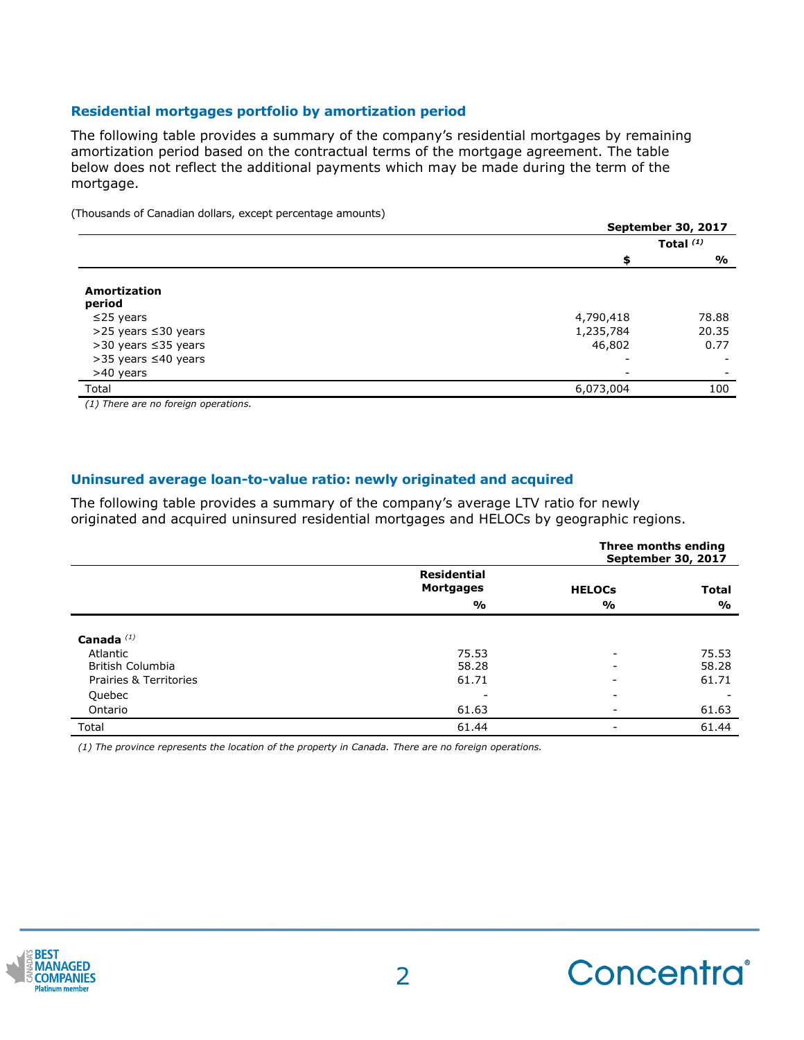## Residential mortgages portfolio by amortization period

The following table provides a summary of the company's residential mortgages by remaining amortization period based on the contractual terms of the mortgage agreement. The table below does not reflect the additional payments which may be made during the term of the mortgage.

(Thousands of Canadian dollars, except percentage amounts)

| | September 30, 2017 | |
|---|---|---|
| | Total (1) | |
| | $ | % |
| **Amortization period** | | |
| ≤25 years | 4,790,418 | 78.88 |
| >25 years ≤30 years | 1,235,784 | 20.35 |
| >30 years ≤35 years | 46,802 | 0.77 |
| >35 years ≤40 years | - | - |
| >40 years | - | - |
| Total | 6,073,004 | 100 |

*(1) There are no foreign operations.*

## Uninsured average loan-to-value ratio: newly originated and acquired

The following table provides a summary of the company's average LTV ratio for newly originated and acquired uninsured residential mortgages and HELOCs by geographic regions.

| | Three months ending September 30, 2017 | | |
|---|---|---|---|
| | Residential Mortgages | HELOCs | Total |
| | % | % | % |
| **Canada (1)** | | | |
| Atlantic | 75.53 | - | 75.53 |
| British Columbia | 58.28 | - | 58.28 |
| Prairies & Territories | 61.71 | - | 61.71 |
| Quebec | - | - | - |
| Ontario | 61.63 | - | 61.63 |
| Total | 61.44 | - | 61.44 |

*(1) The province represents the location of the property in Canada. There are no foreign operations.*